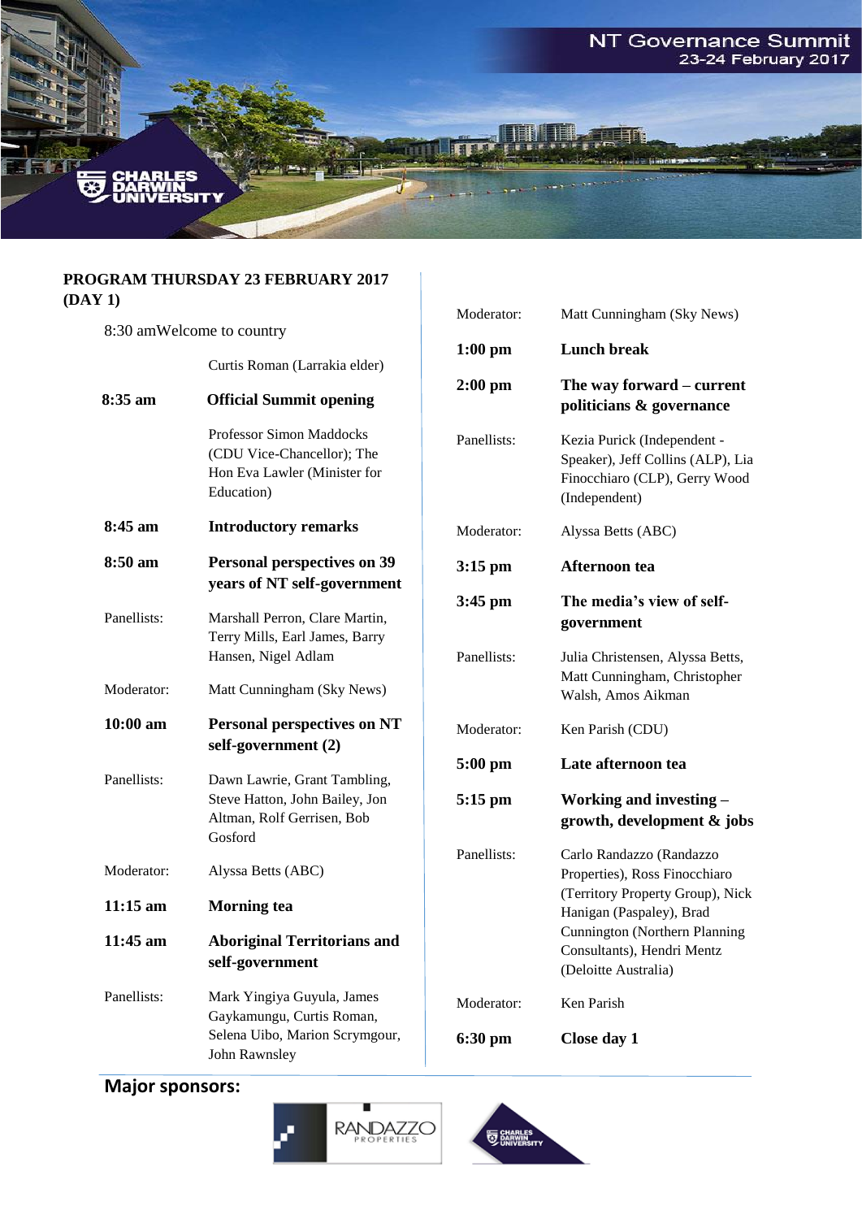NT Governance Summit
23-24 February 2017

CHARLES DARWIN UNIVERSITY

## PROGRAM THURSDAY 23 FEBRUARY 2017 (DAY 1)

| | |
|---|---|
| 8:30 am | Welcome to country |
| | Curtis Roman (Larrakia elder) |
| **8:35 am** | **Official Summit opening** |
| | Professor Simon Maddocks (CDU Vice-Chancellor); The Hon Eva Lawler (Minister for Education) |
| **8:45 am** | **Introductory remarks** |
| **8:50 am** | **Personal perspectives on 39 years of NT self-government** |
| Panellists: | Marshall Perron, Clare Martin, Terry Mills, Earl James, Barry Hansen, Nigel Adlam |
| Moderator: | Matt Cunningham (Sky News) |
| **10:00 am** | **Personal perspectives on NT self-government (2)** |
| Panellists: | Dawn Lawrie, Grant Tambling, Steve Hatton, John Bailey, Jon Altman, Rolf Gerrisen, Bob Gosford |
| Moderator: | Alyssa Betts (ABC) |
| **11:15 am** | **Morning tea** |
| **11:45 am** | **Aboriginal Territorians and self-government** |
| Panellists: | Mark Yingiya Guyula, James Gaykamungu, Curtis Roman, Selena Uibo, Marion Scrymgour, John Rawnsley |
| Moderator: | Matt Cunningham (Sky News) |
| **1:00 pm** | **Lunch break** |
| **2:00 pm** | **The way forward – current politicians & governance** |
| Panellists: | Kezia Purick (Independent - Speaker), Jeff Collins (ALP), Lia Finocchiaro (CLP), Gerry Wood (Independent) |
| Moderator: | Alyssa Betts (ABC) |
| **3:15 pm** | **Afternoon tea** |
| **3:45 pm** | **The media's view of self-government** |
| Panellists: | Julia Christensen, Alyssa Betts, Matt Cunningham, Christopher Walsh, Amos Aikman |
| Moderator: | Ken Parish (CDU) |
| **5:00 pm** | **Late afternoon tea** |
| **5:15 pm** | **Working and investing – growth, development & jobs** |
| Panellists: | Carlo Randazzo (Randazzo Properties), Ross Finocchiaro (Territory Property Group), Nick Hanigan (Paspaley), Brad Cunnington (Northern Planning Consultants), Hendri Mentz (Deloitte Australia) |
| Moderator: | Ken Parish |
| **6:30 pm** | **Close day 1** |

**Major sponsors:**

RANDAZZO PROPERTIES

CHARLES DARWIN UNIVERSITY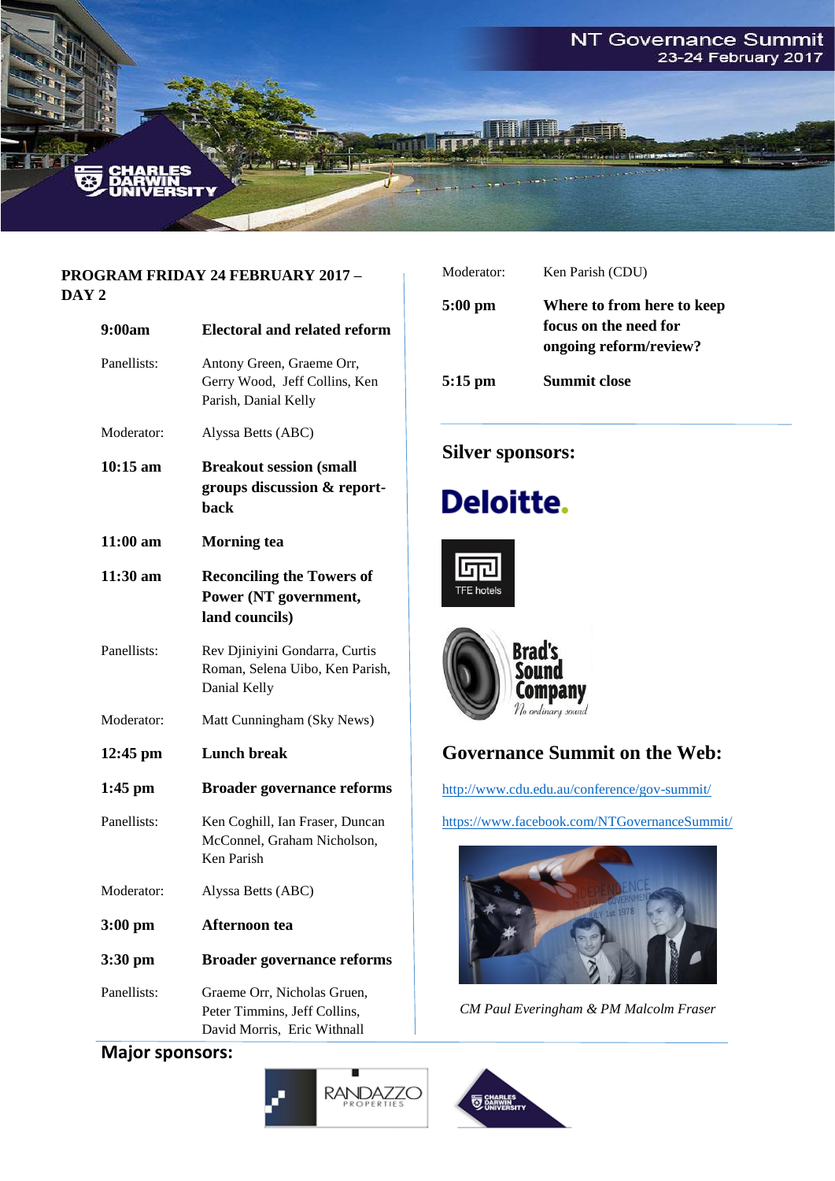NT Governance Summit
23-24 February 2017

## PROGRAM FRIDAY 24 FEBRUARY 2017 – DAY 2

| | |
|---|---|
| **9:00am** | **Electoral and related reform** |
| Panellists: | Antony Green, Graeme Orr, Gerry Wood, Jeff Collins, Ken Parish, Danial Kelly |
| Moderator: | Alyssa Betts (ABC) |
| **10:15 am** | **Breakout session (small groups discussion & report-back** |
| **11:00 am** | **Morning tea** |
| **11:30 am** | **Reconciling the Towers of Power (NT government, land councils)** |
| Panellists: | Rev Djiniyini Gondarra, Curtis Roman, Selena Uibo, Ken Parish, Danial Kelly |
| Moderator: | Matt Cunningham (Sky News) |
| **12:45 pm** | **Lunch break** |
| **1:45 pm** | **Broader governance reforms** |
| Panellists: | Ken Coghill, Ian Fraser, Duncan McConnel, Graham Nicholson, Ken Parish |
| Moderator: | Alyssa Betts (ABC) |
| **3:00 pm** | **Afternoon tea** |
| **3:30 pm** | **Broader governance reforms** |
| Panellists: | Graeme Orr, Nicholas Gruen, Peter Timmins, Jeff Collins, David Morris, Eric Withnall |
| Moderator: | Ken Parish (CDU) |
| **5:00 pm** | **Where to from here to keep focus on the need for ongoing reform/review?** |
| **5:15 pm** | **Summit close** |

## Silver sponsors:

Deloitte.

TFE hotels

Brad's Sound Company
No ordinary sound

## Governance Summit on the Web:

http://www.cdu.edu.au/conference/gov-summit/

https://www.facebook.com/NTGovernanceSummit/

*CM Paul Everingham & PM Malcolm Fraser*

## Major sponsors:

RANDAZZO PROPERTIES

CHARLES DARWIN UNIVERSITY